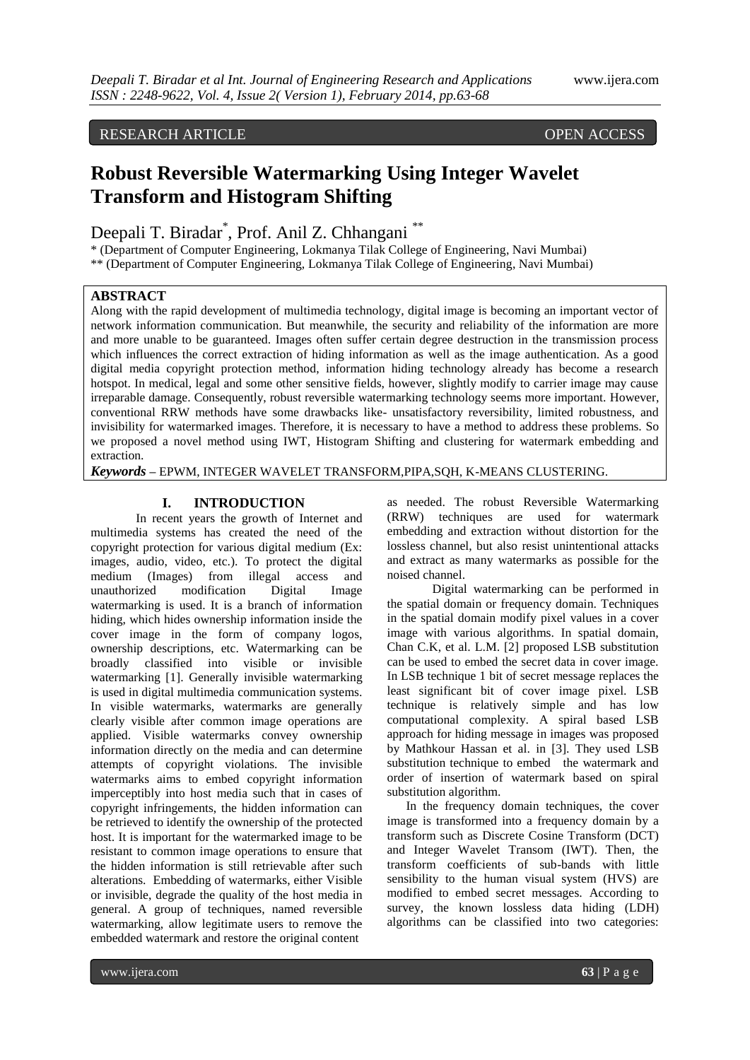RESEARCH ARTICLE OPEN ACCESS

# Robust Reversible Watermarking Using Integer Wavelet Transform and Histogram Shifting

Deepali T. Biradar[*], Prof. Anil Z. Chhangani [**]

\* (Department of Computer Engineering, Lokmanya Tilak College of Engineering, Navi Mumbai)
\*\* (Department of Computer Engineering, Lokmanya Tilak College of Engineering, Navi Mumbai)

## ABSTRACT

Along with the rapid development of multimedia technology, digital image is becoming an important vector of network information communication. But meanwhile, the security and reliability of the information are more and more unable to be guaranteed. Images often suffer certain degree destruction in the transmission process which influences the correct extraction of hiding information as well as the image authentication. As a good digital media copyright protection method, information hiding technology already has become a research hotspot. In medical, legal and some other sensitive fields, however, slightly modify to carrier image may cause irreparable damage. Consequently, robust reversible watermarking technology seems more important. However, conventional RRW methods have some drawbacks like- unsatisfactory reversibility, limited robustness, and invisibility for watermarked images. Therefore, it is necessary to have a method to address these problems. So we proposed a novel method using IWT, Histogram Shifting and clustering for watermark embedding and extraction.

***Keywords*** **–** EPWM, INTEGER WAVELET TRANSFORM,PIPA,SQH, K-MEANS CLUSTERING.

## I. INTRODUCTION

In recent years the growth of Internet and multimedia systems has created the need of the copyright protection for various digital medium (Ex: images, audio, video, etc.). To protect the digital medium (Images) from illegal access and unauthorized modification Digital Image watermarking is used. It is a branch of information hiding, which hides ownership information inside the cover image in the form of company logos, ownership descriptions, etc. Watermarking can be broadly classified into visible or invisible watermarking [1]. Generally invisible watermarking is used in digital multimedia communication systems. In visible watermarks, watermarks are generally clearly visible after common image operations are applied. Visible watermarks convey ownership information directly on the media and can determine attempts of copyright violations. The invisible watermarks aims to embed copyright information imperceptibly into host media such that in cases of copyright infringements, the hidden information can be retrieved to identify the ownership of the protected host. It is important for the watermarked image to be resistant to common image operations to ensure that the hidden information is still retrievable after such alterations. Embedding of watermarks, either Visible or invisible, degrade the quality of the host media in general. A group of techniques, named reversible watermarking, allow legitimate users to remove the embedded watermark and restore the original content as needed. The robust Reversible Watermarking (RRW) techniques are used for watermark embedding and extraction without distortion for the lossless channel, but also resist unintentional attacks and extract as many watermarks as possible for the noised channel.

Digital watermarking can be performed in the spatial domain or frequency domain. Techniques in the spatial domain modify pixel values in a cover image with various algorithms. In spatial domain, Chan C.K, et al. L.M. [2] proposed LSB substitution can be used to embed the secret data in cover image. In LSB technique 1 bit of secret message replaces the least significant bit of cover image pixel. LSB technique is relatively simple and has low computational complexity. A spiral based LSB approach for hiding message in images was proposed by Mathkour Hassan et al. in [3]. They used LSB substitution technique to embed the watermark and order of insertion of watermark based on spiral substitution algorithm.

In the frequency domain techniques, the cover image is transformed into a frequency domain by a transform such as Discrete Cosine Transform (DCT) and Integer Wavelet Transom (IWT). Then, the transform coefficients of sub-bands with little sensibility to the human visual system (HVS) are modified to embed secret messages. According to survey, the known lossless data hiding (LDH) algorithms can be classified into two categories: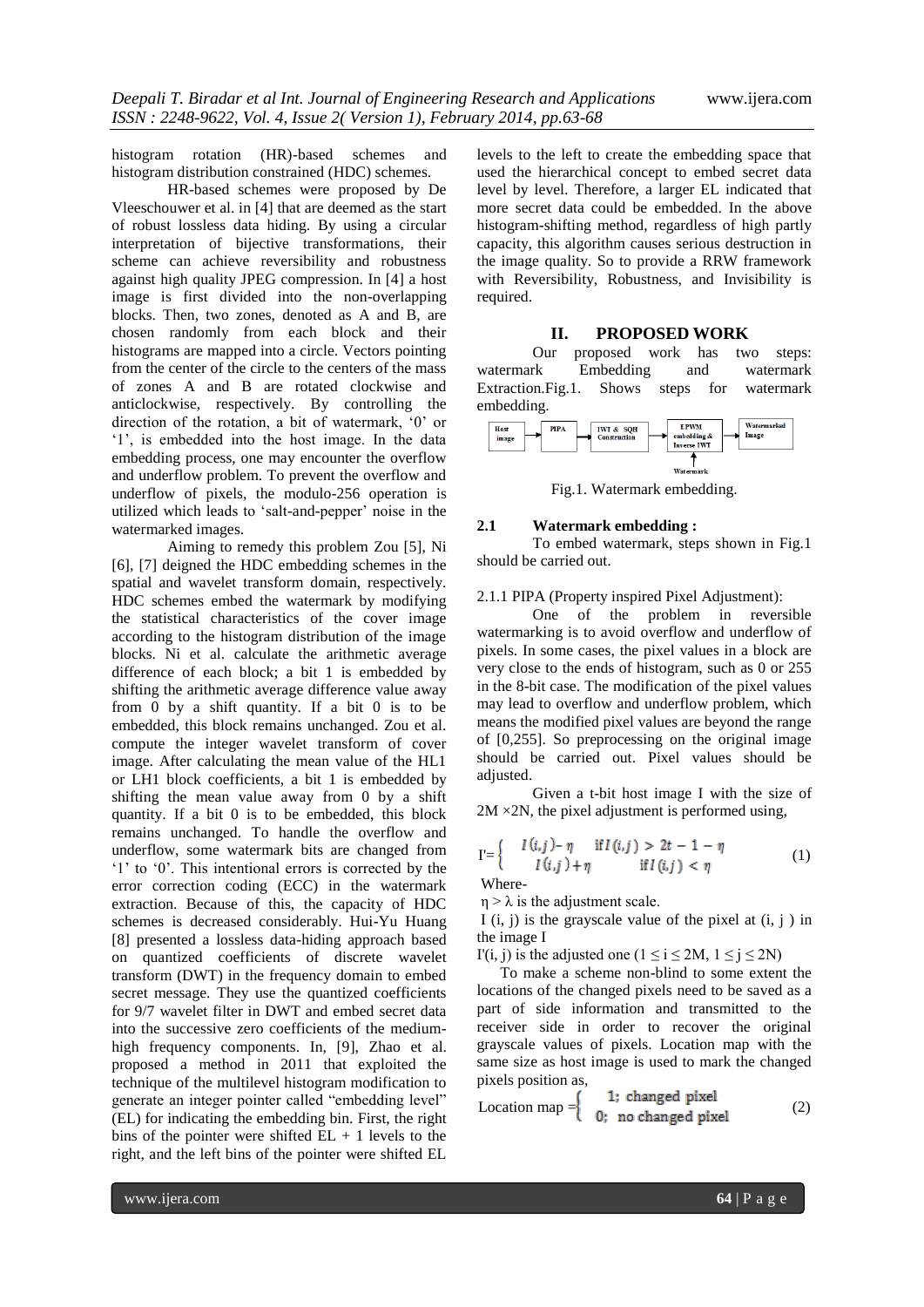histogram rotation (HR)-based schemes and histogram distribution constrained (HDC) schemes.

HR-based schemes were proposed by De Vleeschouwer et al. in [4] that are deemed as the start of robust lossless data hiding. By using a circular interpretation of bijective transformations, their scheme can achieve reversibility and robustness against high quality JPEG compression. In [4] a host image is first divided into the non-overlapping blocks. Then, two zones, denoted as A and B, are chosen randomly from each block and their histograms are mapped into a circle. Vectors pointing from the center of the circle to the centers of the mass of zones A and B are rotated clockwise and anticlockwise, respectively. By controlling the direction of the rotation, a bit of watermark, '0' or '1', is embedded into the host image. In the data embedding process, one may encounter the overflow and underflow problem. To prevent the overflow and underflow of pixels, the modulo-256 operation is utilized which leads to 'salt-and-pepper' noise in the watermarked images.

Aiming to remedy this problem Zou [5], Ni [6], [7] deigned the HDC embedding schemes in the spatial and wavelet transform domain, respectively. HDC schemes embed the watermark by modifying the statistical characteristics of the cover image according to the histogram distribution of the image blocks. Ni et al. calculate the arithmetic average difference of each block; a bit 1 is embedded by shifting the arithmetic average difference value away from 0 by a shift quantity. If a bit 0 is to be embedded, this block remains unchanged. Zou et al. compute the integer wavelet transform of cover image. After calculating the mean value of the HL1 or LH1 block coefficients, a bit 1 is embedded by shifting the mean value away from 0 by a shift quantity. If a bit 0 is to be embedded, this block remains unchanged. To handle the overflow and underflow, some watermark bits are changed from '1' to '0'. This intentional errors is corrected by the error correction coding (ECC) in the watermark extraction. Because of this, the capacity of HDC schemes is decreased considerably. Hui-Yu Huang [8] presented a lossless data-hiding approach based on quantized coefficients of discrete wavelet transform (DWT) in the frequency domain to embed secret message. They use the quantized coefficients for 9/7 wavelet filter in DWT and embed secret data into the successive zero coefficients of the medium-high frequency components. In, [9], Zhao et al. proposed a method in 2011 that exploited the technique of the multilevel histogram modification to generate an integer pointer called "embedding level" (EL) for indicating the embedding bin. First, the right bins of the pointer were shifted EL + 1 levels to the right, and the left bins of the pointer were shifted EL levels to the left to create the embedding space that used the hierarchical concept to embed secret data level by level. Therefore, a larger EL indicated that more secret data could be embedded. In the above histogram-shifting method, regardless of high partly capacity, this algorithm causes serious destruction in the image quality. So to provide a RRW framework with Reversibility, Robustness, and Invisibility is required.

## II. PROPOSED WORK

Our proposed work has two steps: watermark Embedding and watermark Extraction.Fig.1. Shows steps for watermark embedding.

Host image → PIPA → IWT & SQH Construction → EPWM embedding & Inverse IWT (← Watermark) → Watermarked Image

Fig.1. Watermark embedding.

### 2.1 Watermark embedding :

To embed watermark, steps shown in Fig.1 should be carried out.

2.1.1 PIPA (Property inspired Pixel Adjustment):

One of the problem in reversible watermarking is to avoid overflow and underflow of pixels. In some cases, the pixel values in a block are very close to the ends of histogram, such as 0 or 255 in the 8-bit case. The modification of the pixel values may lead to overflow and underflow problem, which means the modified pixel values are beyond the range of [0,255]. So preprocessing on the original image should be carried out. Pixel values should be adjusted.

Given a t-bit host image I with the size of $2M \times 2N$, the pixel adjustment is performed using,

$$I' = \begin{cases} I(i,j) - \eta & \text{if } I(i,j) > 2t - 1 - \eta \\ I(i,j) + \eta & \text{if } I(i,j) < \eta \end{cases} \tag{1}$$

Where-

$\eta > \lambda$ is the adjustment scale.

I (i, j) is the grayscale value of the pixel at (i, j ) in the image I

I'(i, j) is the adjusted one ($1 \leq i \leq 2M$, $1 \leq j \leq 2N$)

To make a scheme non-blind to some extent the locations of the changed pixels need to be saved as a part of side information and transmitted to the receiver side in order to recover the original grayscale values of pixels. Location map with the same size as host image is used to mark the changed pixels position as,

$$\text{Location map} = \begin{cases} 1; & \text{changed pixel} \\ 0; & \text{no changed pixel} \end{cases} \tag{2}$$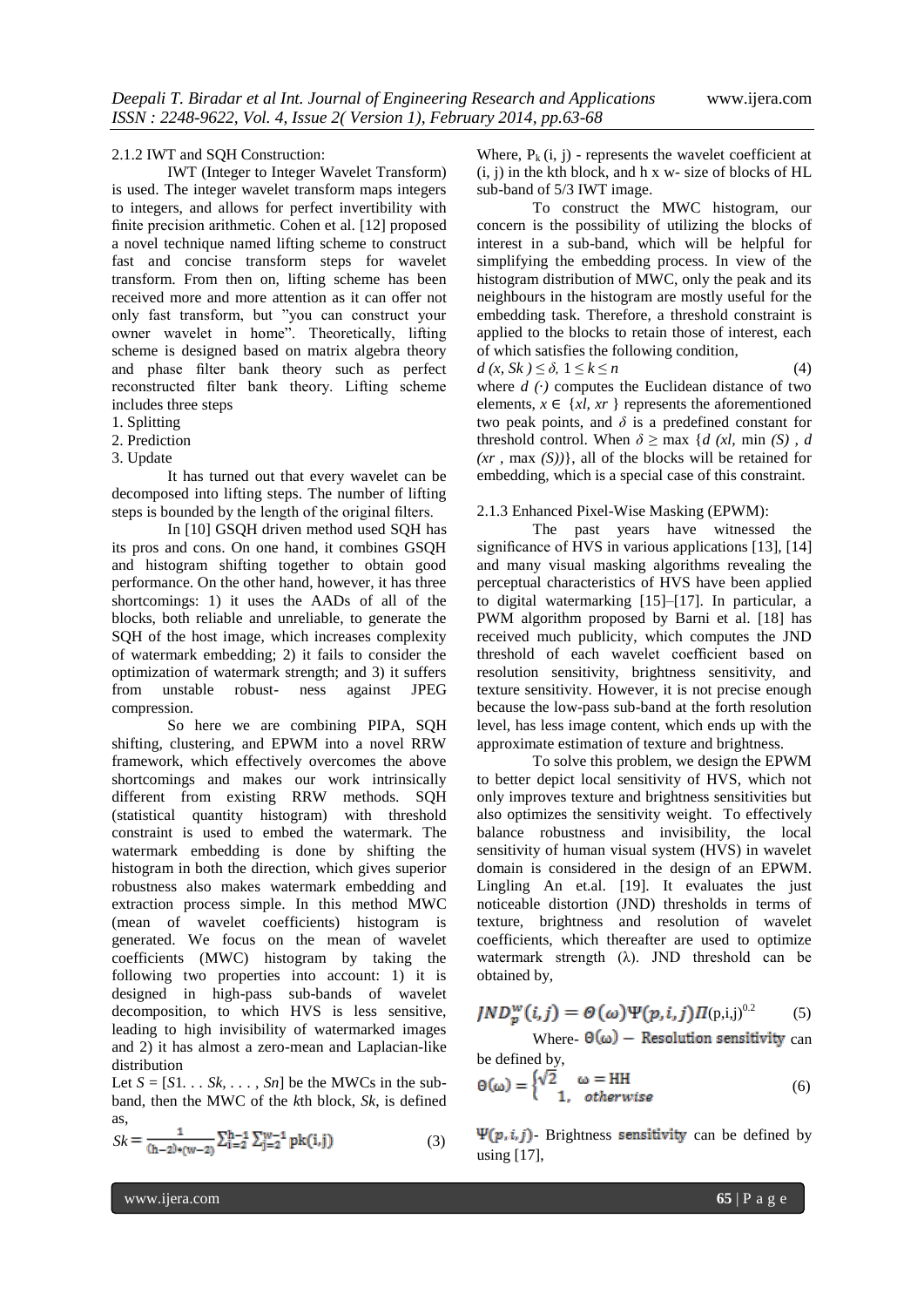2.1.2 IWT and SQH Construction:

IWT (Integer to Integer Wavelet Transform) is used. The integer wavelet transform maps integers to integers, and allows for perfect invertibility with finite precision arithmetic. Cohen et al. [12] proposed a novel technique named lifting scheme to construct fast and concise transform steps for wavelet transform. From then on, lifting scheme has been received more and more attention as it can offer not only fast transform, but "you can construct your owner wavelet in home". Theoretically, lifting scheme is designed based on matrix algebra theory and phase filter bank theory such as perfect reconstructed filter bank theory. Lifting scheme includes three steps

1. Splitting
2. Prediction
3. Update

It has turned out that every wavelet can be decomposed into lifting steps. The number of lifting steps is bounded by the length of the original filters.

In [10] GSQH driven method used SQH has its pros and cons. On one hand, it combines GSQH and histogram shifting together to obtain good performance. On the other hand, however, it has three shortcomings: 1) it uses the AADs of all of the blocks, both reliable and unreliable, to generate the SQH of the host image, which increases complexity of watermark embedding; 2) it fails to consider the optimization of watermark strength; and 3) it suffers from unstable robust- ness against JPEG compression.

So here we are combining PIPA, SQH shifting, clustering, and EPWM into a novel RRW framework, which effectively overcomes the above shortcomings and makes our work intrinsically different from existing RRW methods. SQH (statistical quantity histogram) with threshold constraint is used to embed the watermark. The watermark embedding is done by shifting the histogram in both the direction, which gives superior robustness also makes watermark embedding and extraction process simple. In this method MWC (mean of wavelet coefficients) histogram is generated. We focus on the mean of wavelet coefficients (MWC) histogram by taking the following two properties into account: 1) it is designed in high-pass sub-bands of wavelet decomposition, to which HVS is less sensitive, leading to high invisibility of watermarked images and 2) it has almost a zero-mean and Laplacian-like distribution

Let $S = [S1. . . Sk, . . . , Sn]$ be the MWCs in the sub-band, then the MWC of the $k$th block, $Sk$, is defined as,

$$Sk = \frac{1}{(h-2)*(w-2)} \sum_{i=2}^{h-1} \sum_{j=2}^{w-1} \text{pk}(i,j) \tag{3}$$

Where, $P_k$ (i, j) - represents the wavelet coefficient at (i, j) in the kth block, and h x w- size of blocks of HL sub-band of 5/3 IWT image.

To construct the MWC histogram, our concern is the possibility of utilizing the blocks of interest in a sub-band, which will be helpful for simplifying the embedding process. In view of the histogram distribution of MWC, only the peak and its neighbours in the histogram are mostly useful for the embedding task. Therefore, a threshold constraint is applied to the blocks to retain those of interest, each of which satisfies the following condition,

$$d\,(x, Sk) \leq \delta,\ 1 \leq k \leq n \tag{4}$$

where $d\,(\cdot)$ computes the Euclidean distance of two elements, $x \in \{xl, xr\}$ represents the aforementioned two peak points, and $\delta$ is a predefined constant for threshold control. When $\delta \geq \max\ \{d\ (xl, \min\ (S)\ ,\ d\ (xr\ , \max\ (S))\}$, all of the blocks will be retained for embedding, which is a special case of this constraint.

2.1.3 Enhanced Pixel-Wise Masking (EPWM):

The past years have witnessed the significance of HVS in various applications [13], [14] and many visual masking algorithms revealing the perceptual characteristics of HVS have been applied to digital watermarking [15]–[17]. In particular, a PWM algorithm proposed by Barni et al. [18] has received much publicity, which computes the JND threshold of each wavelet coefficient based on resolution sensitivity, brightness sensitivity, and texture sensitivity. However, it is not precise enough because the low-pass sub-band at the forth resolution level, has less image content, which ends up with the approximate estimation of texture and brightness.

To solve this problem, we design the EPWM to better depict local sensitivity of HVS, which not only improves texture and brightness sensitivities but also optimizes the sensitivity weight. To effectively balance robustness and invisibility, the local sensitivity of human visual system (HVS) in wavelet domain is considered in the design of an EPWM. Lingling An et.al. [19]. It evaluates the just noticeable distortion (JND) thresholds in terms of texture, brightness and resolution of wavelet coefficients, which thereafter are used to optimize watermark strength (λ). JND threshold can be obtained by,

$$JND_p^w(i,j) = \Theta(\omega)\Psi(p,i,j)\Pi(p,i,j)^{0.2} \tag{5}$$

Where- $\Theta(\omega)$ – Resolution sensitivity can be defined by,

$$\Theta(\omega) = \begin{cases} \sqrt{2} & \omega = \text{HH} \\ 1, & otherwise \end{cases} \tag{6}$$

$\Psi(p,i,j)$- Brightness sensitivity can be defined by using [17],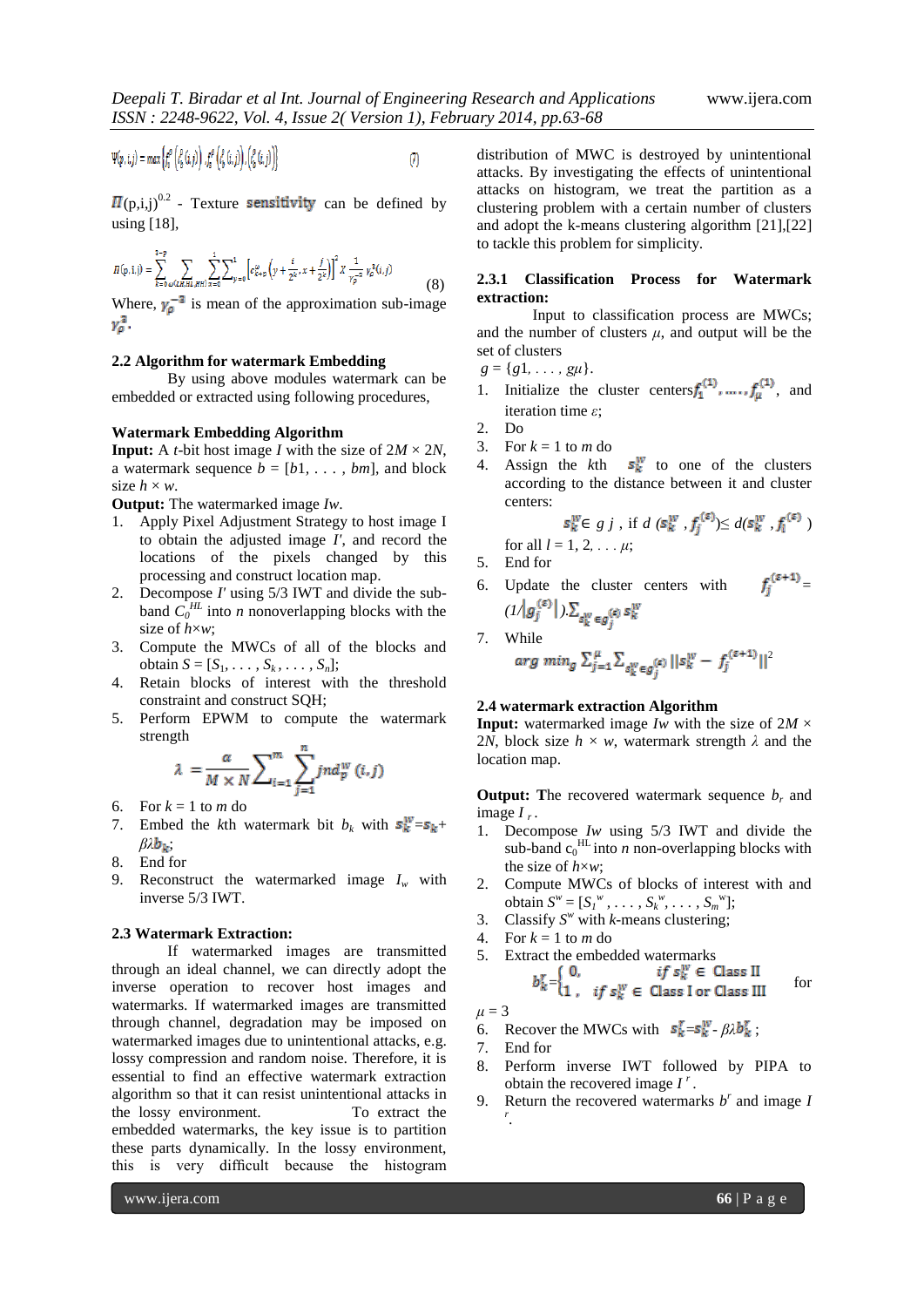$$\Psi(p,i,j) = max\left\{I_1^p\left(I_1^p(i,j)\right), I_2^p\left(I_1^p(i,j)\right), \left(I_3^p(i,j)\right)\right\} \quad (7)$$

$\Pi(p,i,j)^{0.2}$ - Texture sensitivity can be defined by using [18],

$$\Pi(p,i,j) = \sum_{k=0}^{3-p} \sum_{\theta \in \{LH,HL,HH\}} \sum_{x=0}^{1} \sum_{y=0}^{1} \left[c_{k+p}^{\theta}\left(y+\frac{i}{2^k}, x+\frac{j}{2^k}\right)\right]^2 X \frac{1}{\gamma_p^{-3}} \gamma_3^3(i,j) \quad (8)$$

Where, $\gamma_p^{-3}$ is mean of the approximation sub-image $\gamma_p^3$.

### 2.2 Algorithm for watermark Embedding

By using above modules watermark can be embedded or extracted using following procedures,

**Watermark Embedding Algorithm**

**Input:** A *t*-bit host image *I* with the size of $2M \times 2N$, a watermark sequence $b = [b1, \ldots, bm]$, and block size $h \times w$.

**Output:** The watermarked image *Iw*.

1. Apply Pixel Adjustment Strategy to host image I to obtain the adjusted image *I'*, and record the locations of the pixels changed by this processing and construct location map.
2. Decompose *I'* using 5/3 IWT and divide the sub-band $C_0^{HL}$ into *n* nonoverlapping blocks with the size of $h \times w$;
3. Compute the MWCs of all of the blocks and obtain $S = [S_1, \ldots, S_k, \ldots, S_n]$;
4. Retain blocks of interest with the threshold constraint and construct SQH;
5. Perform EPWM to compute the watermark strength
$$\lambda = \frac{\alpha}{M \times N} \sum_{i=1}^{m} \sum_{j=1}^{n} jnd_p^w(i,j)$$
6. For $k = 1$ to $m$ do
7. Embed the *k*th watermark bit $b_k$ with $s_k^W = s_k + \beta\lambda b_k$;
8. End for
9. Reconstruct the watermarked image $I_w$ with inverse 5/3 IWT.

### 2.3 Watermark Extraction:

If watermarked images are transmitted through an ideal channel, we can directly adopt the inverse operation to recover host images and watermarks. If watermarked images are transmitted through channel, degradation may be imposed on watermarked images due to unintentional attacks, e.g. lossy compression and random noise. Therefore, it is essential to find an effective watermark extraction algorithm so that it can resist unintentional attacks in the lossy environment. To extract the embedded watermarks, the key issue is to partition these parts dynamically. In the lossy environment, this is very difficult because the histogram distribution of MWC is destroyed by unintentional attacks. By investigating the effects of unintentional attacks on histogram, we treat the partition as a clustering problem with a certain number of clusters and adopt the k-means clustering algorithm [21],[22] to tackle this problem for simplicity.

#### 2.3.1 Classification Process for Watermark extraction:

Input to classification process are MWCs; and the number of clusters $\mu$, and output will be the set of clusters

$g = \{g1, \ldots, g\mu\}$.

1. Initialize the cluster centers $f_1^{(1)}, \ldots, f_\mu^{(1)}$, and iteration time $\varepsilon$;
2. Do
3. For $k = 1$ to $m$ do
4. Assign the *k*th $s_k^W$ to one of the clusters according to the distance between it and cluster centers:
$$s_k^W \in g\,j, \text{ if } d(s_k^W, f_j^{(\varepsilon)}) \leq d(s_k^W, f_l^{(\varepsilon)})$$
for all $l = 1, 2, \ldots \mu$;
5. End for
6. Update the cluster centers with $f_j^{(\varepsilon+1)} = (1/|g_j^{(\varepsilon)}|).\sum_{s_k^W \in g_j^{(\varepsilon)}} s_k^W$
7. While
$$\arg\min_g \sum_{j=1}^{\mu} \sum_{s_k^W \in g_j^{(\varepsilon)}} \|s_k^W - f_j^{(\varepsilon+1)}\|^2$$

### 2.4 watermark extraction Algorithm

**Input:** watermarked image *Iw* with the size of $2M \times 2N$, block size $h \times w$, watermark strength $\lambda$ and the location map.

**Output:** The recovered watermark sequence $b_r$ and image $I_r$.

1. Decompose *Iw* using 5/3 IWT and divide the sub-band $c_0^{HL}$ into *n* non-overlapping blocks with the size of $h \times w$;
2. Compute MWCs of blocks of interest with and obtain $S^w = [S_1^w, \ldots, S_k^w, \ldots, S_m^w]$;
3. Classify $S^w$ with *k*-means clustering;
4. For $k = 1$ to $m$ do
5. Extract the embedded watermarks
$$b_k^r = \begin{cases} 0, & \text{if } s_k^W \in \text{Class II} \\ 1, & \text{if } s_k^W \in \text{Class I or Class III} \end{cases} \text{ for } \mu = 3$$
6. Recover the MWCs with $s_k^r = s_k^W - \beta\lambda b_k^r$;
7. End for
8. Perform inverse IWT followed by PIPA to obtain the recovered image $I^r$.
9. Return the recovered watermarks $b^r$ and image $I^r$.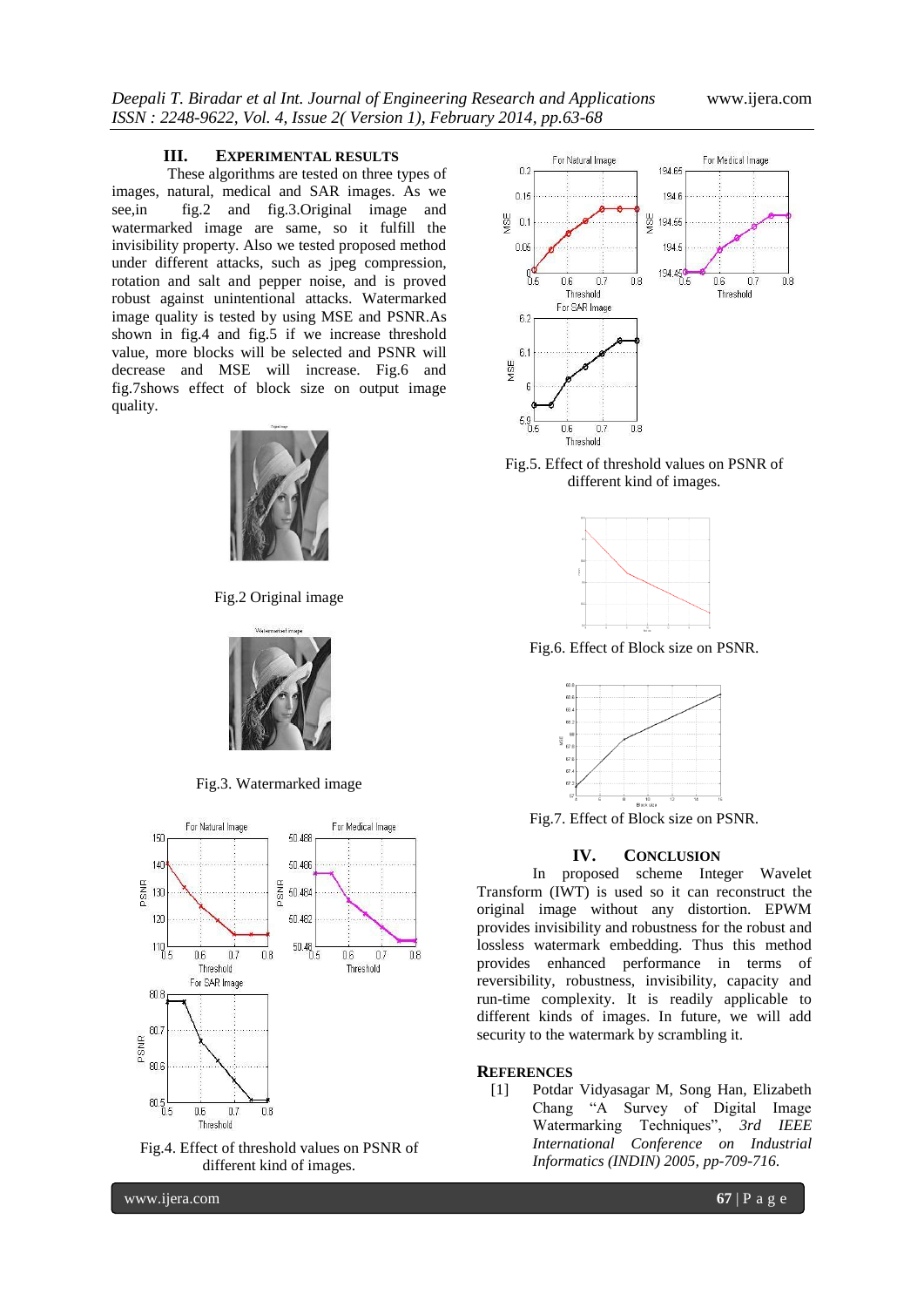## III. EXPERIMENTAL RESULTS

These algorithms are tested on three types of images, natural, medical and SAR images. As we see,in fig.2 and fig.3.Original image and watermarked image are same, so it fulfill the invisibility property. Also we tested proposed method under different attacks, such as jpeg compression, rotation and salt and pepper noise, and is proved robust against unintentional attacks. Watermarked image quality is tested by using MSE and PSNR.As shown in fig.4 and fig.5 if we increase threshold value, more blocks will be selected and PSNR will decrease and MSE will increase. Fig.6 and fig.7shows effect of block size on output image quality.

Fig.2 Original image

Fig.3. Watermarked image

Fig.4. Effect of threshold values on PSNR of different kind of images.

Fig.5. Effect of threshold values on PSNR of different kind of images.

Fig.6. Effect of Block size on PSNR.

Fig.7. Effect of Block size on PSNR.

## IV. CONCLUSION

In proposed scheme Integer Wavelet Transform (IWT) is used so it can reconstruct the original image without any distortion. EPWM provides invisibility and robustness for the robust and lossless watermark embedding. Thus this method provides enhanced performance in terms of reversibility, robustness, invisibility, capacity and run-time complexity. It is readily applicable to different kinds of images. In future, we will add security to the watermark by scrambling it.

## REFERENCES

[1] Potdar Vidyasagar M, Song Han, Elizabeth Chang "A Survey of Digital Image Watermarking Techniques", *3rd IEEE International Conference on Industrial Informatics (INDIN) 2005, pp-709-716.*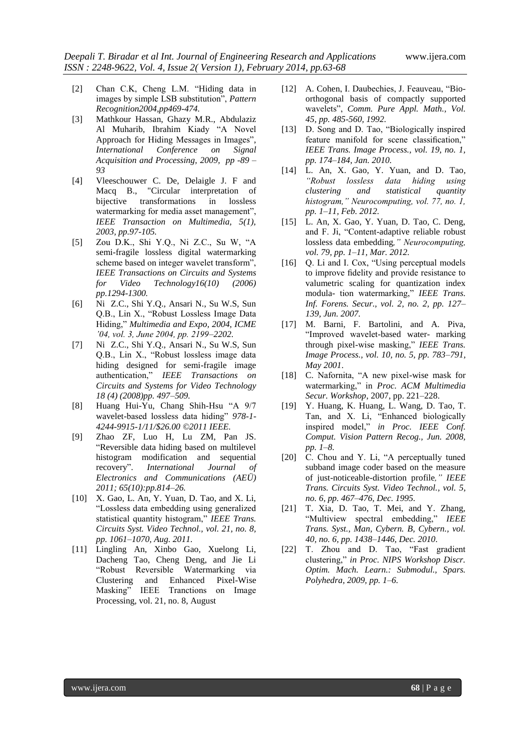[2] Chan C.K, Cheng L.M. "Hiding data in images by simple LSB substitution", *Pattern Recognition2004,pp469-474.*

[3] Mathkour Hassan, Ghazy M.R., Abdulaziz Al Muharib, Ibrahim Kiady "A Novel Approach for Hiding Messages in Images", *International Conference on Signal Acquisition and Processing, 2009, pp -89 – 93*

[4] Vleeschouwer C. De, Delaigle J. F and Macq B., "Circular interpretation of bijective transformations in lossless watermarking for media asset management", *IEEE Transaction on Multimedia, 5(1), 2003, pp.97-105.*

[5] Zou D.K., Shi Y.Q., Ni Z.C., Su W, "A semi-fragile lossless digital watermarking scheme based on integer wavelet transform", *IEEE Transactions on Circuits and Systems for Video Technology16(10) (2006) pp.1294-1300.*

[6] Ni Z.C., Shi Y.Q., Ansari N., Su W.S, Sun Q.B., Lin X., "Robust Lossless Image Data Hiding," *Multimedia and Expo, 2004, ICME '04, vol. 3, June 2004, pp. 2199–2202.*

[7] Ni Z.C., Shi Y.Q., Ansari N., Su W.S, Sun Q.B., Lin X., "Robust lossless image data hiding designed for semi-fragile image authentication," *IEEE Transactions on Circuits and Systems for Video Technology 18 (4) (2008)pp. 497–509.*

[8] Huang Hui-Yu, Chang Shih-Hsu "A 9/7 wavelet-based lossless data hiding" *978-1-4244-9915-1/11/$26.00 ©2011 IEEE.*

[9] Zhao ZF, Luo H, Lu ZM, Pan JS. "Reversible data hiding based on multilevel histogram modification and sequential recovery". *International Journal of Electronics and Communications (AEÜ) 2011; 65(10):pp.814–26.*

[10] X. Gao, L. An, Y. Yuan, D. Tao, and X. Li, "Lossless data embedding using generalized statistical quantity histogram," *IEEE Trans. Circuits Syst. Video Technol., vol. 21, no. 8, pp. 1061–1070, Aug. 2011.*

[11] Lingling An, Xinbo Gao, Xuelong Li, Dacheng Tao, Cheng Deng, and Jie Li "Robust Reversible Watermarking via Clustering and Enhanced Pixel-Wise Masking" IEEE Tranctions on Image Processing, vol. 21, no. 8, August

[12] A. Cohen, I. Daubechies, J. Feauveau, "Bio-orthogonal basis of compactly supported wavelets", *Comm. Pure Appl. Math., Vol. 45, pp. 485-560, 1992.*

[13] D. Song and D. Tao, "Biologically inspired feature manifold for scene classification," *IEEE Trans. Image Process., vol. 19, no. 1, pp. 174–184, Jan. 2010.*

[14] L. An, X. Gao, Y. Yuan, and D. Tao, *"Robust lossless data hiding using clustering and statistical quantity histogram," Neurocomputing, vol. 77, no. 1, pp. 1–11, Feb. 2012.*

[15] L. An, X. Gao, Y. Yuan, D. Tao, C. Deng, and F. Ji, "Content-adaptive reliable robust lossless data embedding*," Neurocomputing, vol. 79, pp. 1–11, Mar. 2012.*

[16] Q. Li and I. Cox, "Using perceptual models to improve fidelity and provide resistance to valumetric scaling for quantization index modula- tion watermarking," *IEEE Trans. Inf. Forens. Secur., vol. 2, no. 2, pp. 127–139, Jun. 2007.*

[17] M. Barni, F. Bartolini, and A. Piva, "Improved wavelet-based water- marking through pixel-wise masking," *IEEE Trans. Image Process., vol. 10, no. 5, pp. 783–791, May 2001.*

[18] C. Nafornita, "A new pixel-wise mask for watermarking," in *Proc. ACM Multimedia Secur. Workshop*, 2007, pp. 221–228.

[19] Y. Huang, K. Huang, L. Wang, D. Tao, T. Tan, and X. Li, "Enhanced biologically inspired model," *in Proc. IEEE Conf. Comput. Vision Pattern Recog., Jun. 2008, pp. 1–8.*

[20] C. Chou and Y. Li, "A perceptually tuned subband image coder based on the measure of just-noticeable-distortion profile*," IEEE Trans. Circuits Syst. Video Technol., vol. 5, no. 6, pp. 467–476, Dec. 1995.*

[21] T. Xia, D. Tao, T. Mei, and Y. Zhang, "Multiview spectral embedding," *IEEE Trans. Syst., Man, Cybern. B, Cybern., vol. 40, no. 6, pp. 1438–1446, Dec. 2010.*

[22] T. Zhou and D. Tao, "Fast gradient clustering," *in Proc. NIPS Workshop Discr. Optim. Mach. Learn.: Submodul., Spars. Polyhedra, 2009, pp. 1–6.*